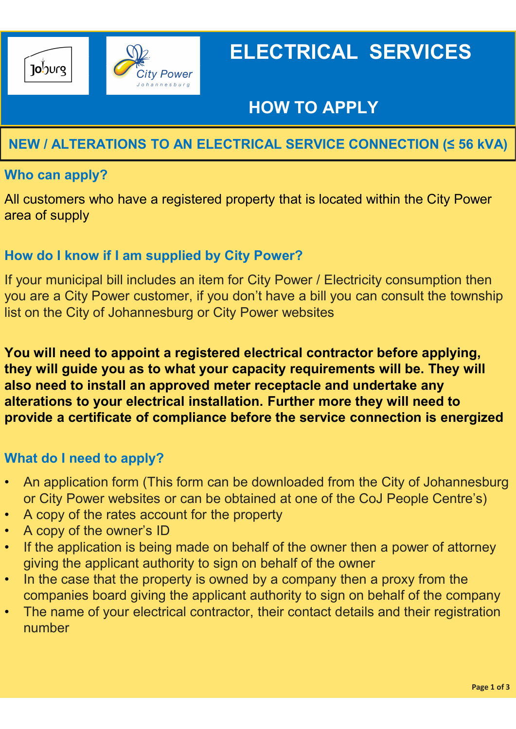# ELECTRICAL SERVICES

## HOW TO APPLY

## NEW / ALTERATIONS TO AN ELECTRICAL SERVICE CONNECTION (≤ 56 kVA)

### Who can apply?

All customers who have a registered property that is located within the City Power area of supply

### How do I know if I am supplied by City Power?

If your municipal bill includes an item for City Power / Electricity consumption then you are a City Power customer, if you don't have a bill you can consult the township list on the City of Johannesburg or City Power websites

**You will need to appoint a registered electrical contractor before applying, they will guide you as to what your capacity requirements will be. They will also need to install an approved meter receptacle and undertake any alterations to your electrical installation. Further more they will need to provide a certificate of compliance before the service connection is energized**

### What do I need to apply?

- An application form (This form can be downloaded from the City of Johannesburg or City Power websites or can be obtained at one of the CoJ People Centre's)
- A copy of the rates account for the property
- A copy of the owner's ID
- If the application is being made on behalf of the owner then a power of attorney giving the applicant authority to sign on behalf of the owner
- In the case that the property is owned by a company then a proxy from the companies board giving the applicant authority to sign on behalf of the company
- The name of your electrical contractor, their contact details and their registration number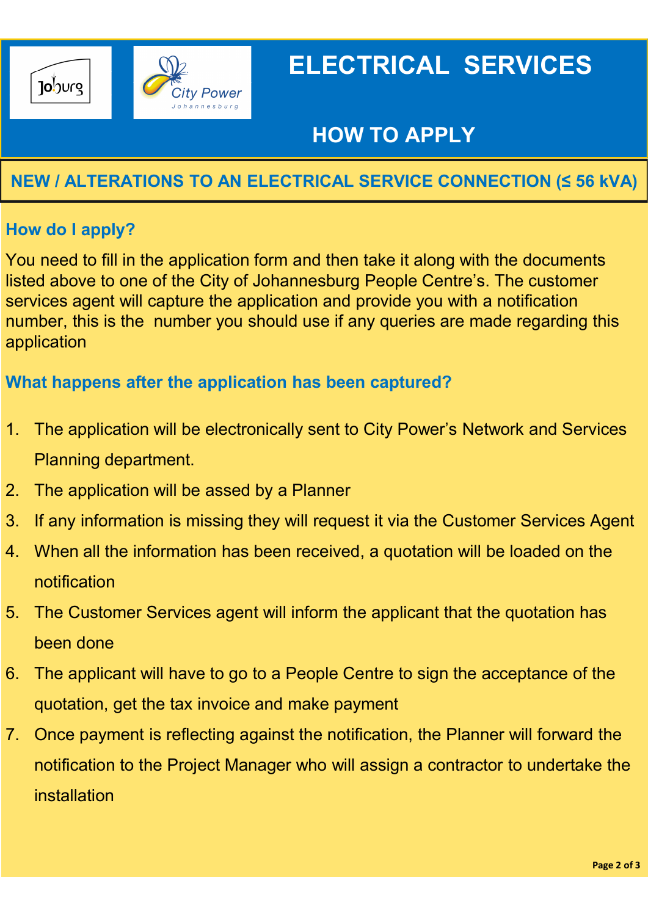# ELECTRICAL SERVICES

## HOW TO APPLY

## NEW / ALTERATIONS TO AN ELECTRICAL SERVICE CONNECTION (≤ 56 kVA)

### How do I apply?

You need to fill in the application form and then take it along with the documents listed above to one of the City of Johannesburg People Centre's. The customer services agent will capture the application and provide you with a notification number, this is the number you should use if any queries are made regarding this application

### What happens after the application has been captured?

1. The application will be electronically sent to City Power's Network and Services Planning department.
2. The application will be assed by a Planner
3. If any information is missing they will request it via the Customer Services Agent
4. When all the information has been received, a quotation will be loaded on the notification
5. The Customer Services agent will inform the applicant that the quotation has been done
6. The applicant will have to go to a People Centre to sign the acceptance of the quotation, get the tax invoice and make payment
7. Once payment is reflecting against the notification, the Planner will forward the notification to the Project Manager who will assign a contractor to undertake the installation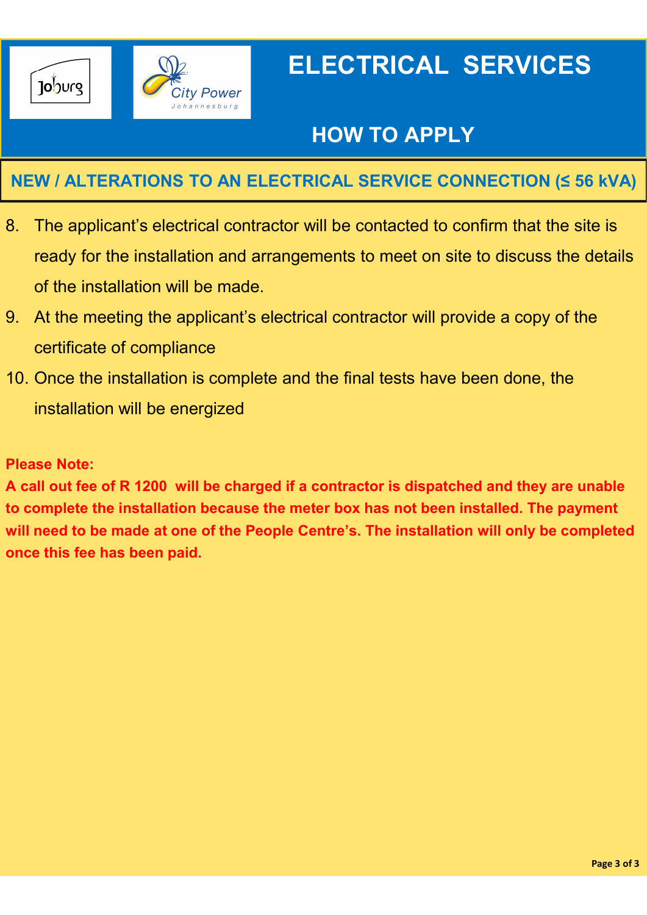# ELECTRICAL SERVICES

## HOW TO APPLY

### NEW / ALTERATIONS TO AN ELECTRICAL SERVICE CONNECTION (≤ 56 kVA)

8. The applicant's electrical contractor will be contacted to confirm that the site is ready for the installation and arrangements to meet on site to discuss the details of the installation will be made.
9. At the meeting the applicant's electrical contractor will provide a copy of the certificate of compliance
10. Once the installation is complete and the final tests have been done, the installation will be energized

**Please Note:**

**A call out fee of R 1200 will be charged if a contractor is dispatched and they are unable to complete the installation because the meter box has not been installed. The payment will need to be made at one of the People Centre's. The installation will only be completed once this fee has been paid.**